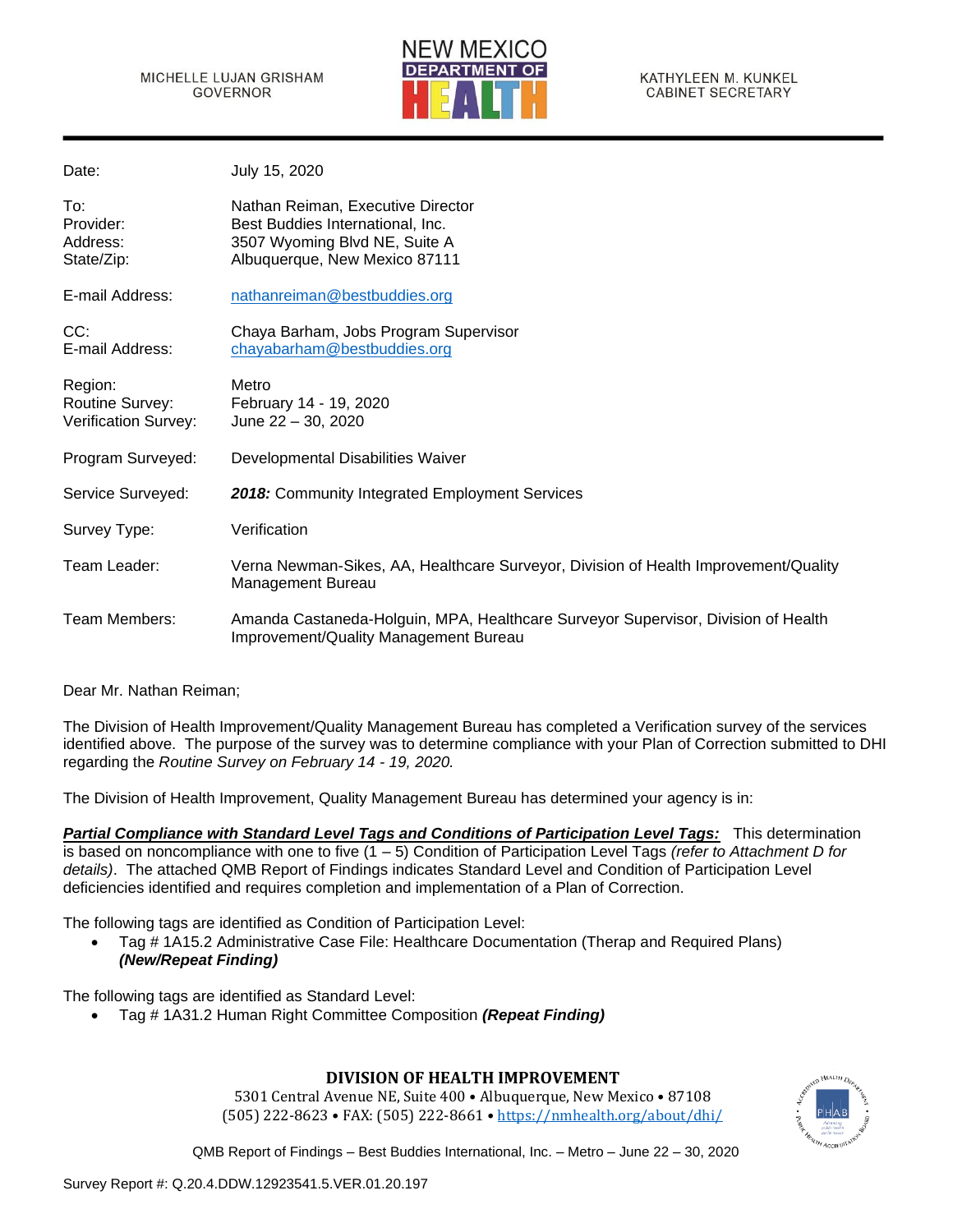MICHELLE LUJAN GRISHAM
GOVERNOR

NEW MEXICO DEPARTMENT OF HEALTH

KATHYLEEN M. KUNKEL
CABINET SECRETARY

| | |
|---|---|
| Date: | July 15, 2020 |
| To: | Nathan Reiman, Executive Director |
| Provider: | Best Buddies International, Inc. |
| Address: | 3507 Wyoming Blvd NE, Suite A |
| State/Zip: | Albuquerque, New Mexico 87111 |
| E-mail Address: | nathanreiman@bestbuddies.org |
| CC: | Chaya Barham, Jobs Program Supervisor |
| E-mail Address: | chayabarham@bestbuddies.org |
| Region: | Metro |
| Routine Survey: | February 14 - 19, 2020 |
| Verification Survey: | June 22 – 30, 2020 |
| Program Surveyed: | Developmental Disabilities Waiver |
| Service Surveyed: | ***2018:*** Community Integrated Employment Services |
| Survey Type: | Verification |
| Team Leader: | Verna Newman-Sikes, AA, Healthcare Surveyor, Division of Health Improvement/Quality Management Bureau |
| Team Members: | Amanda Castaneda-Holguin, MPA, Healthcare Surveyor Supervisor, Division of Health Improvement/Quality Management Bureau |

Dear Mr. Nathan Reiman;

The Division of Health Improvement/Quality Management Bureau has completed a Verification survey of the services identified above. The purpose of the survey was to determine compliance with your Plan of Correction submitted to DHI regarding the *Routine Survey on February 14 - 19, 2020.*

The Division of Health Improvement, Quality Management Bureau has determined your agency is in:

***Partial Compliance with Standard Level Tags and Conditions of Participation Level Tags:*** This determination is based on noncompliance with one to five (1 – 5) Condition of Participation Level Tags *(refer to Attachment D for details)*. The attached QMB Report of Findings indicates Standard Level and Condition of Participation Level deficiencies identified and requires completion and implementation of a Plan of Correction.

The following tags are identified as Condition of Participation Level:

- Tag # 1A15.2 Administrative Case File: Healthcare Documentation (Therap and Required Plans) ***(New/Repeat Finding)***

The following tags are identified as Standard Level:

- Tag # 1A31.2 Human Right Committee Composition ***(Repeat Finding)***

**DIVISION OF HEALTH IMPROVEMENT**
5301 Central Avenue NE, Suite 400 • Albuquerque, New Mexico • 87108
(505) 222-8623 • FAX: (505) 222-8661 • https://nmhealth.org/about/dhi/

QMB Report of Findings – Best Buddies International, Inc. – Metro – June 22 – 30, 2020

Survey Report #: Q.20.4.DDW.12923541.5.VER.01.20.197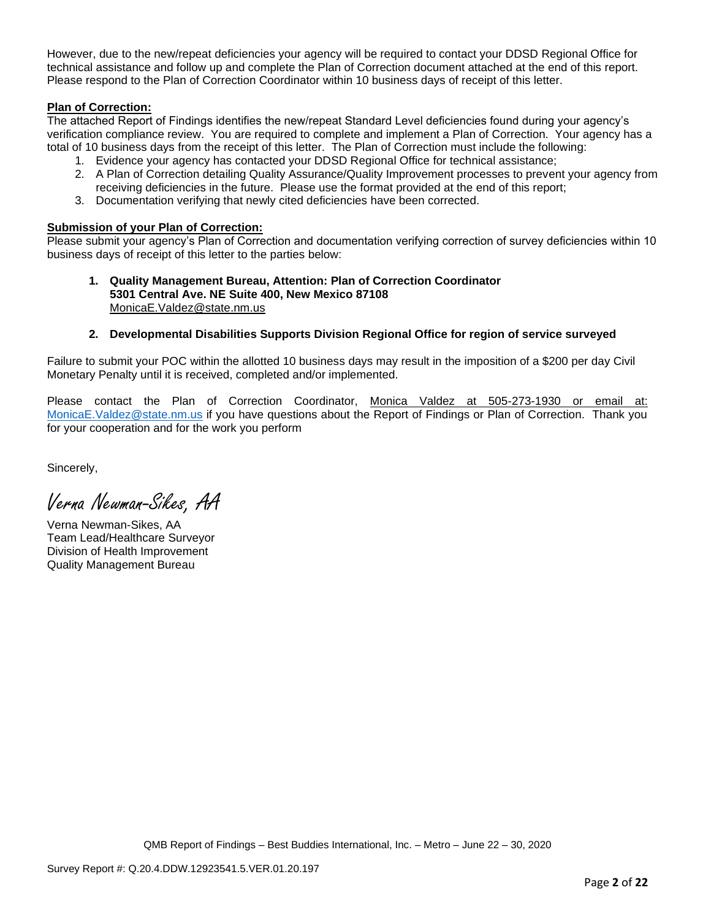However, due to the new/repeat deficiencies your agency will be required to contact your DDSD Regional Office for technical assistance and follow up and complete the Plan of Correction document attached at the end of this report. Please respond to the Plan of Correction Coordinator within 10 business days of receipt of this letter.

**Plan of Correction:**

The attached Report of Findings identifies the new/repeat Standard Level deficiencies found during your agency's verification compliance review. You are required to complete and implement a Plan of Correction. Your agency has a total of 10 business days from the receipt of this letter. The Plan of Correction must include the following:

1. Evidence your agency has contacted your DDSD Regional Office for technical assistance;
2. A Plan of Correction detailing Quality Assurance/Quality Improvement processes to prevent your agency from receiving deficiencies in the future. Please use the format provided at the end of this report;
3. Documentation verifying that newly cited deficiencies have been corrected.

**Submission of your Plan of Correction:**

Please submit your agency's Plan of Correction and documentation verifying correction of survey deficiencies within 10 business days of receipt of this letter to the parties below:

1. **Quality Management Bureau, Attention: Plan of Correction Coordinator**
   **5301 Central Ave. NE Suite 400, New Mexico 87108**
   MonicaE.Valdez@state.nm.us

2. **Developmental Disabilities Supports Division Regional Office for region of service surveyed**

Failure to submit your POC within the allotted 10 business days may result in the imposition of a $200 per day Civil Monetary Penalty until it is received, completed and/or implemented.

Please contact the Plan of Correction Coordinator, Monica Valdez at 505-273-1930 or email at: MonicaE.Valdez@state.nm.us if you have questions about the Report of Findings or Plan of Correction. Thank you for your cooperation and for the work you perform

Sincerely,

*Verna Newman-Sikes, AA*

Verna Newman-Sikes, AA
Team Lead/Healthcare Surveyor
Division of Health Improvement
Quality Management Bureau

QMB Report of Findings – Best Buddies International, Inc. – Metro – June 22 – 30, 2020

Survey Report #: Q.20.4.DDW.12923541.5.VER.01.20.197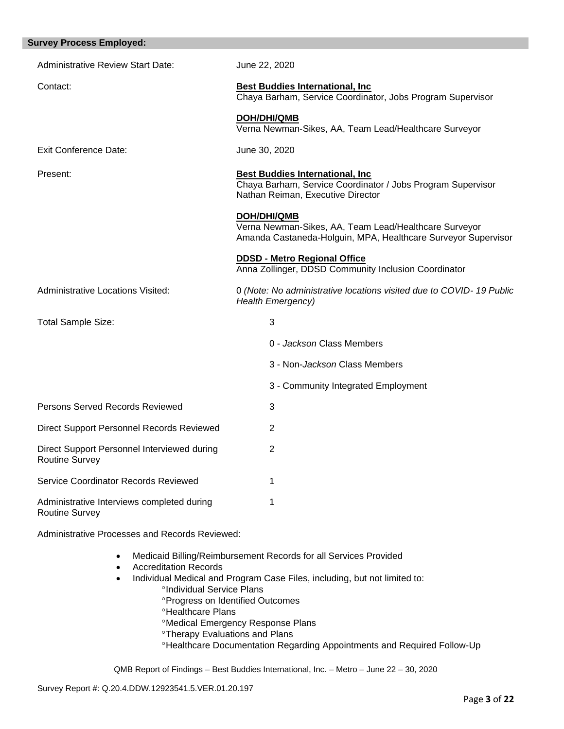## Survey Process Employed:

| | |
|---|---|
| Administrative Review Start Date: | June 22, 2020 |
| Contact: | **Best Buddies International, Inc**<br>Chaya Barham, Service Coordinator, Jobs Program Supervisor<br><br>**DOH/DHI/QMB**<br>Verna Newman-Sikes, AA, Team Lead/Healthcare Surveyor |
| Exit Conference Date: | June 30, 2020 |
| Present: | **Best Buddies International, Inc**<br>Chaya Barham, Service Coordinator / Jobs Program Supervisor<br>Nathan Reiman, Executive Director<br><br>**DOH/DHI/QMB**<br>Verna Newman-Sikes, AA, Team Lead/Healthcare Surveyor<br>Amanda Castaneda-Holguin, MPA, Healthcare Surveyor Supervisor<br><br>**DDSD - Metro Regional Office**<br>Anna Zollinger, DDSD Community Inclusion Coordinator |
| Administrative Locations Visited: | 0 *(Note: No administrative locations visited due to COVID- 19 Public Health Emergency)* |
| Total Sample Size: | 3<br><br>0 - *Jackson* Class Members<br><br>3 - Non-*Jackson* Class Members<br><br>3 - Community Integrated Employment |
| Persons Served Records Reviewed | 3 |
| Direct Support Personnel Records Reviewed | 2 |
| Direct Support Personnel Interviewed during Routine Survey | 2 |
| Service Coordinator Records Reviewed | 1 |
| Administrative Interviews completed during Routine Survey | 1 |

Administrative Processes and Records Reviewed:

- Medicaid Billing/Reimbursement Records for all Services Provided
- Accreditation Records
- Individual Medical and Program Case Files, including, but not limited to:
  - °Individual Service Plans
  - °Progress on Identified Outcomes
  - °Healthcare Plans
  - °Medical Emergency Response Plans
  - °Therapy Evaluations and Plans
  - °Healthcare Documentation Regarding Appointments and Required Follow-Up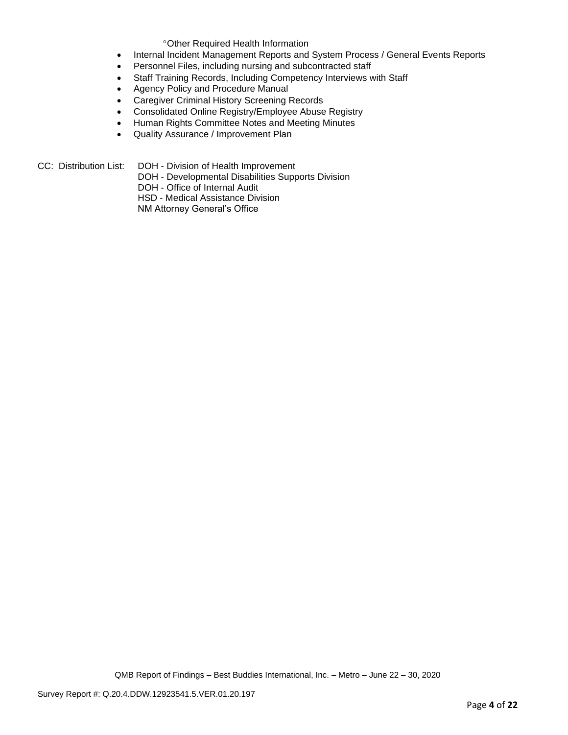- °Other Required Health Information

- Internal Incident Management Reports and System Process / General Events Reports
- Personnel Files, including nursing and subcontracted staff
- Staff Training Records, Including Competency Interviews with Staff
- Agency Policy and Procedure Manual
- Caregiver Criminal History Screening Records
- Consolidated Online Registry/Employee Abuse Registry
- Human Rights Committee Notes and Meeting Minutes
- Quality Assurance / Improvement Plan

CC: Distribution List: DOH - Division of Health Improvement
DOH - Developmental Disabilities Supports Division
DOH - Office of Internal Audit
HSD - Medical Assistance Division
NM Attorney General's Office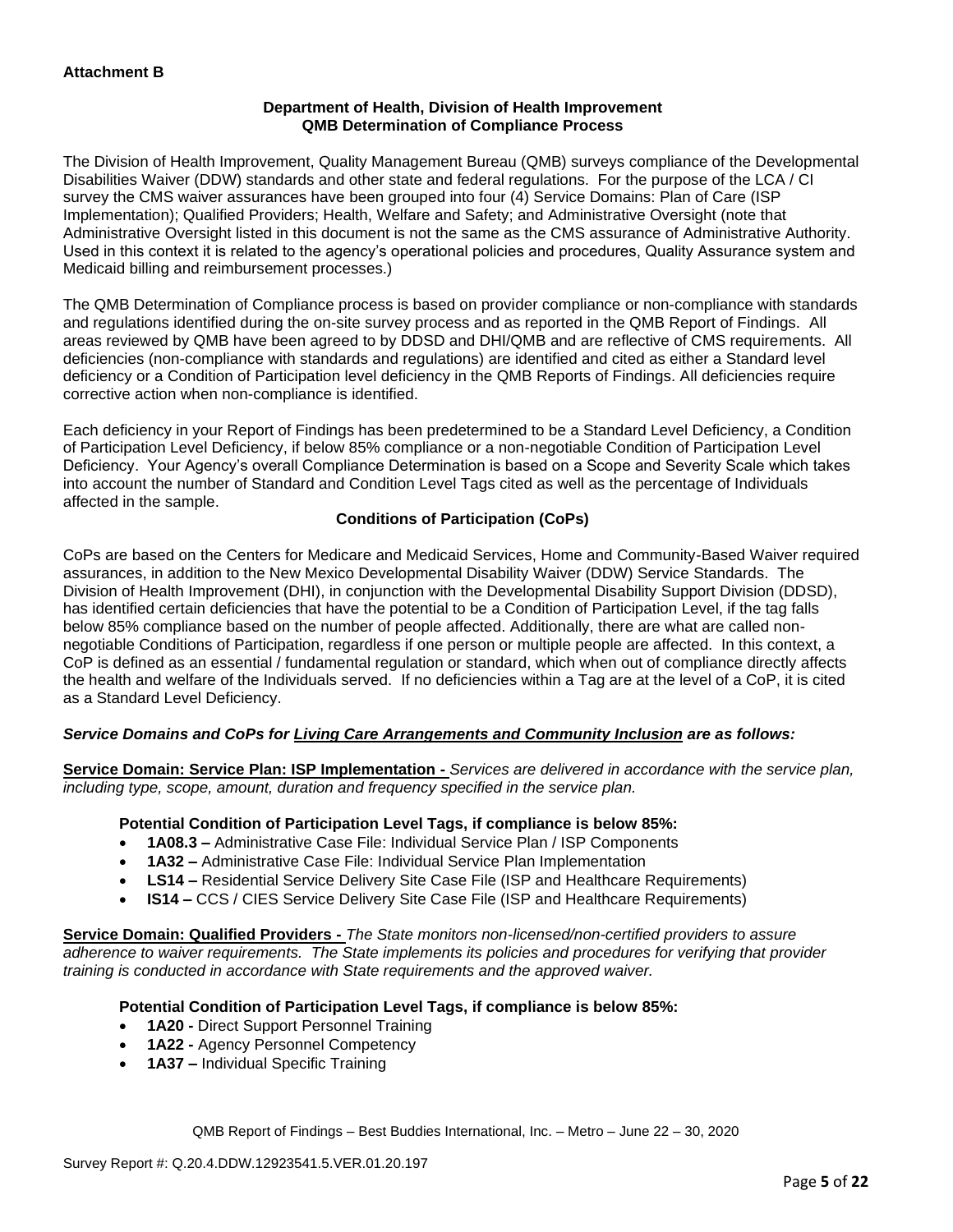**Attachment B**

**Department of Health, Division of Health Improvement**
**QMB Determination of Compliance Process**

The Division of Health Improvement, Quality Management Bureau (QMB) surveys compliance of the Developmental Disabilities Waiver (DDW) standards and other state and federal regulations. For the purpose of the LCA / CI survey the CMS waiver assurances have been grouped into four (4) Service Domains: Plan of Care (ISP Implementation); Qualified Providers; Health, Welfare and Safety; and Administrative Oversight (note that Administrative Oversight listed in this document is not the same as the CMS assurance of Administrative Authority. Used in this context it is related to the agency's operational policies and procedures, Quality Assurance system and Medicaid billing and reimbursement processes.)

The QMB Determination of Compliance process is based on provider compliance or non-compliance with standards and regulations identified during the on-site survey process and as reported in the QMB Report of Findings. All areas reviewed by QMB have been agreed to by DDSD and DHI/QMB and are reflective of CMS requirements. All deficiencies (non-compliance with standards and regulations) are identified and cited as either a Standard level deficiency or a Condition of Participation level deficiency in the QMB Reports of Findings. All deficiencies require corrective action when non-compliance is identified.

Each deficiency in your Report of Findings has been predetermined to be a Standard Level Deficiency, a Condition of Participation Level Deficiency, if below 85% compliance or a non-negotiable Condition of Participation Level Deficiency. Your Agency's overall Compliance Determination is based on a Scope and Severity Scale which takes into account the number of Standard and Condition Level Tags cited as well as the percentage of Individuals affected in the sample.

**Conditions of Participation (CoPs)**

CoPs are based on the Centers for Medicare and Medicaid Services, Home and Community-Based Waiver required assurances, in addition to the New Mexico Developmental Disability Waiver (DDW) Service Standards. The Division of Health Improvement (DHI), in conjunction with the Developmental Disability Support Division (DDSD), has identified certain deficiencies that have the potential to be a Condition of Participation Level, if the tag falls below 85% compliance based on the number of people affected. Additionally, there are what are called non-negotiable Conditions of Participation, regardless if one person or multiple people are affected. In this context, a CoP is defined as an essential / fundamental regulation or standard, which when out of compliance directly affects the health and welfare of the Individuals served. If no deficiencies within a Tag are at the level of a CoP, it is cited as a Standard Level Deficiency.

***Service Domains and CoPs for Living Care Arrangements and Community Inclusion are as follows:***

**Service Domain: Service Plan: ISP Implementation -** *Services are delivered in accordance with the service plan, including type, scope, amount, duration and frequency specified in the service plan.*

**Potential Condition of Participation Level Tags, if compliance is below 85%:**

- **1A08.3 –** Administrative Case File: Individual Service Plan / ISP Components
- **1A32 –** Administrative Case File: Individual Service Plan Implementation
- **LS14 –** Residential Service Delivery Site Case File (ISP and Healthcare Requirements)
- **IS14 –** CCS / CIES Service Delivery Site Case File (ISP and Healthcare Requirements)

**Service Domain: Qualified Providers -** *The State monitors non-licensed/non-certified providers to assure adherence to waiver requirements. The State implements its policies and procedures for verifying that provider training is conducted in accordance with State requirements and the approved waiver.*

**Potential Condition of Participation Level Tags, if compliance is below 85%:**

- **1A20 -** Direct Support Personnel Training
- **1A22 -** Agency Personnel Competency
- **1A37 –** Individual Specific Training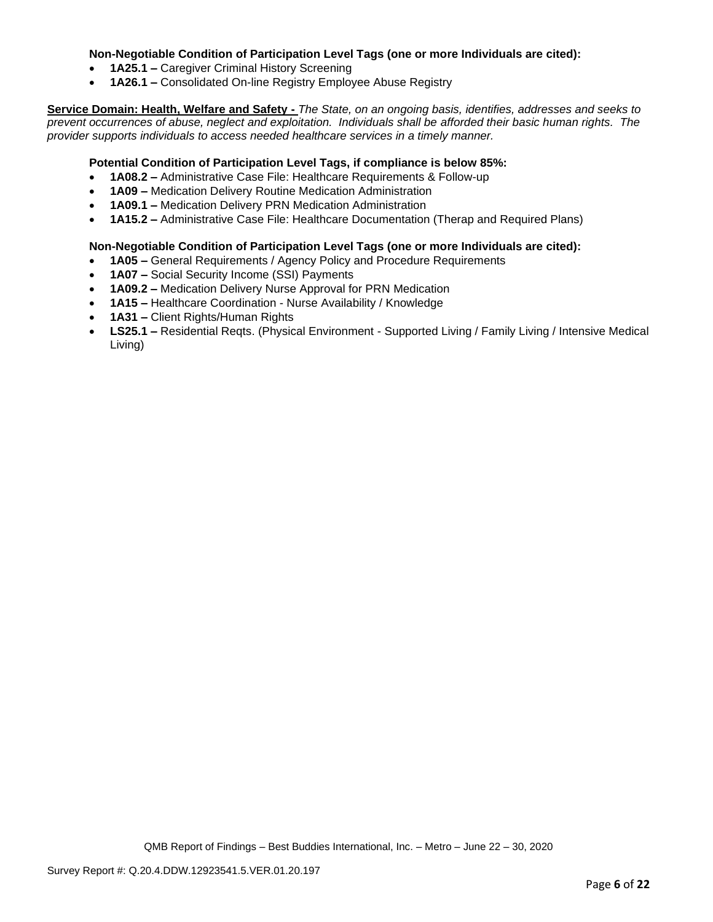**Non-Negotiable Condition of Participation Level Tags (one or more Individuals are cited):**

- **1A25.1 –** Caregiver Criminal History Screening
- **1A26.1 –** Consolidated On-line Registry Employee Abuse Registry

**Service Domain: Health, Welfare and Safety -** *The State, on an ongoing basis, identifies, addresses and seeks to prevent occurrences of abuse, neglect and exploitation. Individuals shall be afforded their basic human rights. The provider supports individuals to access needed healthcare services in a timely manner.*

**Potential Condition of Participation Level Tags, if compliance is below 85%:**

- **1A08.2 –** Administrative Case File: Healthcare Requirements & Follow-up
- **1A09 –** Medication Delivery Routine Medication Administration
- **1A09.1 –** Medication Delivery PRN Medication Administration
- **1A15.2 –** Administrative Case File: Healthcare Documentation (Therap and Required Plans)

**Non-Negotiable Condition of Participation Level Tags (one or more Individuals are cited):**

- **1A05 –** General Requirements / Agency Policy and Procedure Requirements
- **1A07 –** Social Security Income (SSI) Payments
- **1A09.2 –** Medication Delivery Nurse Approval for PRN Medication
- **1A15 –** Healthcare Coordination - Nurse Availability / Knowledge
- **1A31 –** Client Rights/Human Rights
- **LS25.1 –** Residential Reqts. (Physical Environment - Supported Living / Family Living / Intensive Medical Living)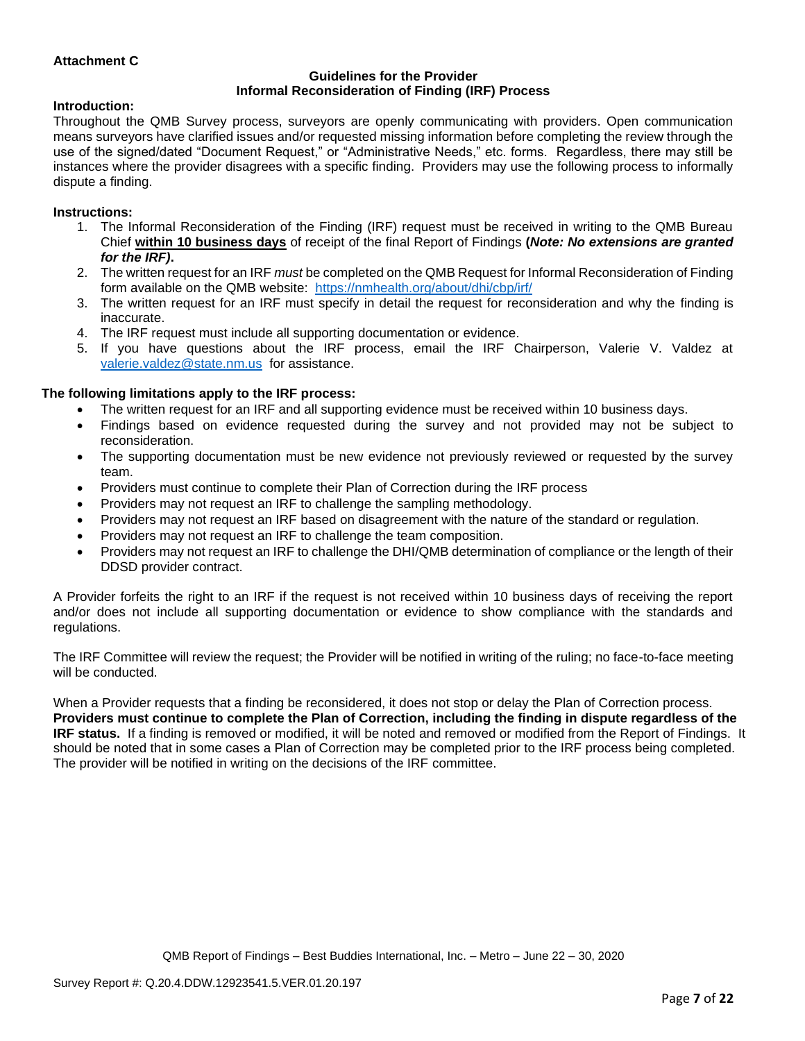**Attachment C**

**Guidelines for the Provider**
**Informal Reconsideration of Finding (IRF) Process**

**Introduction:**

Throughout the QMB Survey process, surveyors are openly communicating with providers. Open communication means surveyors have clarified issues and/or requested missing information before completing the review through the use of the signed/dated "Document Request," or "Administrative Needs," etc. forms. Regardless, there may still be instances where the provider disagrees with a specific finding. Providers may use the following process to informally dispute a finding.

**Instructions:**

1. The Informal Reconsideration of the Finding (IRF) request must be received in writing to the QMB Bureau Chief **within 10 business days** of receipt of the final Report of Findings **(*Note: No extensions are granted for the IRF)*.**
2. The written request for an IRF *must* be completed on the QMB Request for Informal Reconsideration of Finding form available on the QMB website: https://nmhealth.org/about/dhi/cbp/irf/
3. The written request for an IRF must specify in detail the request for reconsideration and why the finding is inaccurate.
4. The IRF request must include all supporting documentation or evidence.
5. If you have questions about the IRF process, email the IRF Chairperson, Valerie V. Valdez at valerie.valdez@state.nm.us for assistance.

**The following limitations apply to the IRF process:**

- The written request for an IRF and all supporting evidence must be received within 10 business days.
- Findings based on evidence requested during the survey and not provided may not be subject to reconsideration.
- The supporting documentation must be new evidence not previously reviewed or requested by the survey team.
- Providers must continue to complete their Plan of Correction during the IRF process
- Providers may not request an IRF to challenge the sampling methodology.
- Providers may not request an IRF based on disagreement with the nature of the standard or regulation.
- Providers may not request an IRF to challenge the team composition.
- Providers may not request an IRF to challenge the DHI/QMB determination of compliance or the length of their DDSD provider contract.

A Provider forfeits the right to an IRF if the request is not received within 10 business days of receiving the report and/or does not include all supporting documentation or evidence to show compliance with the standards and regulations.

The IRF Committee will review the request; the Provider will be notified in writing of the ruling; no face-to-face meeting will be conducted.

When a Provider requests that a finding be reconsidered, it does not stop or delay the Plan of Correction process. **Providers must continue to complete the Plan of Correction, including the finding in dispute regardless of the IRF status.** If a finding is removed or modified, it will be noted and removed or modified from the Report of Findings. It should be noted that in some cases a Plan of Correction may be completed prior to the IRF process being completed. The provider will be notified in writing on the decisions of the IRF committee.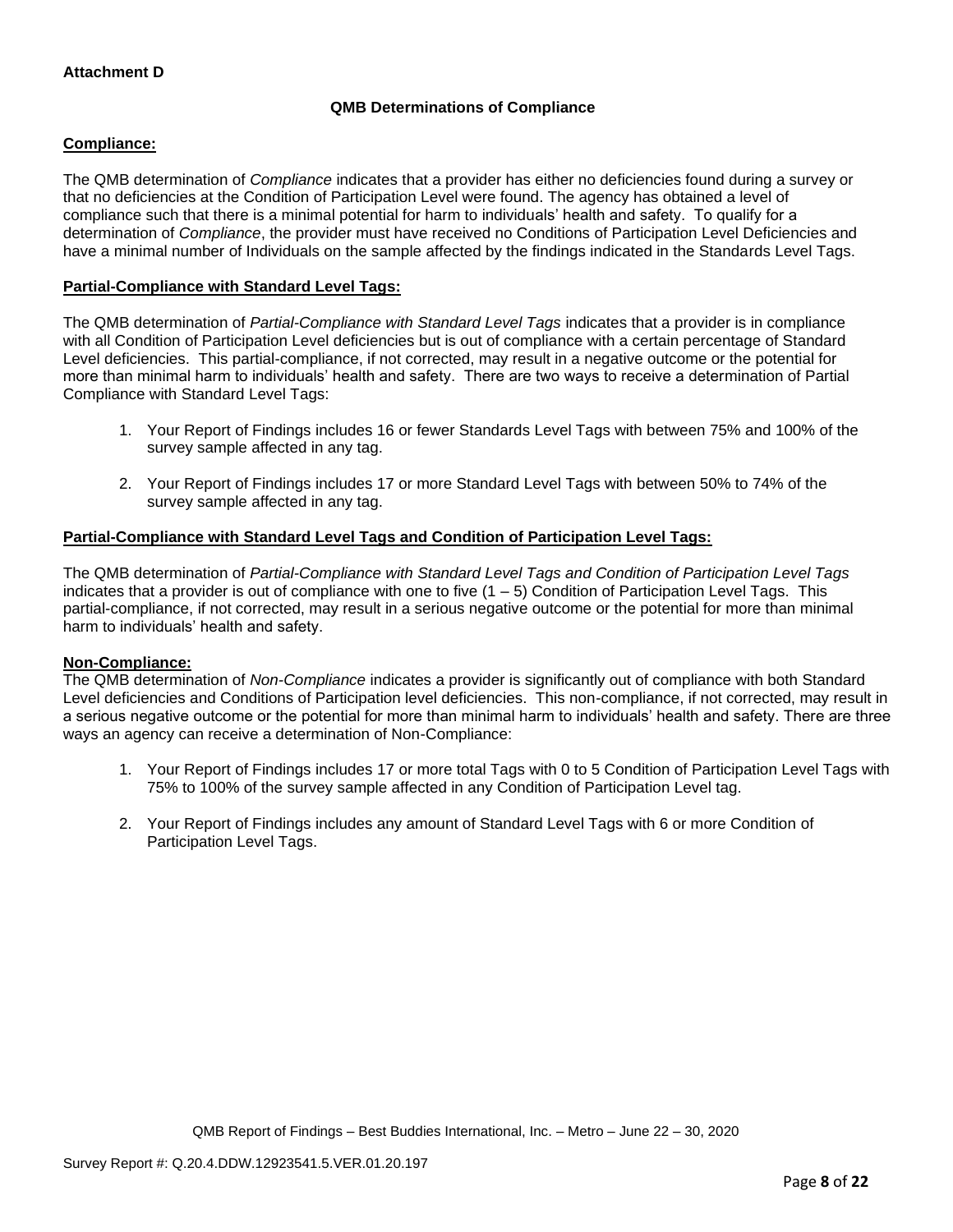**Attachment D**

**QMB Determinations of Compliance**

**Compliance:**

The QMB determination of *Compliance* indicates that a provider has either no deficiencies found during a survey or that no deficiencies at the Condition of Participation Level were found. The agency has obtained a level of compliance such that there is a minimal potential for harm to individuals' health and safety. To qualify for a determination of *Compliance*, the provider must have received no Conditions of Participation Level Deficiencies and have a minimal number of Individuals on the sample affected by the findings indicated in the Standards Level Tags.

**Partial-Compliance with Standard Level Tags:**

The QMB determination of *Partial-Compliance with Standard Level Tags* indicates that a provider is in compliance with all Condition of Participation Level deficiencies but is out of compliance with a certain percentage of Standard Level deficiencies. This partial-compliance, if not corrected, may result in a negative outcome or the potential for more than minimal harm to individuals' health and safety. There are two ways to receive a determination of Partial Compliance with Standard Level Tags:

1. Your Report of Findings includes 16 or fewer Standards Level Tags with between 75% and 100% of the survey sample affected in any tag.
2. Your Report of Findings includes 17 or more Standard Level Tags with between 50% to 74% of the survey sample affected in any tag.

**Partial-Compliance with Standard Level Tags and Condition of Participation Level Tags:**

The QMB determination of *Partial-Compliance with Standard Level Tags and Condition of Participation Level Tags* indicates that a provider is out of compliance with one to five (1 – 5) Condition of Participation Level Tags. This partial-compliance, if not corrected, may result in a serious negative outcome or the potential for more than minimal harm to individuals' health and safety.

**Non-Compliance:**

The QMB determination of *Non-Compliance* indicates a provider is significantly out of compliance with both Standard Level deficiencies and Conditions of Participation level deficiencies. This non-compliance, if not corrected, may result in a serious negative outcome or the potential for more than minimal harm to individuals' health and safety. There are three ways an agency can receive a determination of Non-Compliance:

1. Your Report of Findings includes 17 or more total Tags with 0 to 5 Condition of Participation Level Tags with 75% to 100% of the survey sample affected in any Condition of Participation Level tag.
2. Your Report of Findings includes any amount of Standard Level Tags with 6 or more Condition of Participation Level Tags.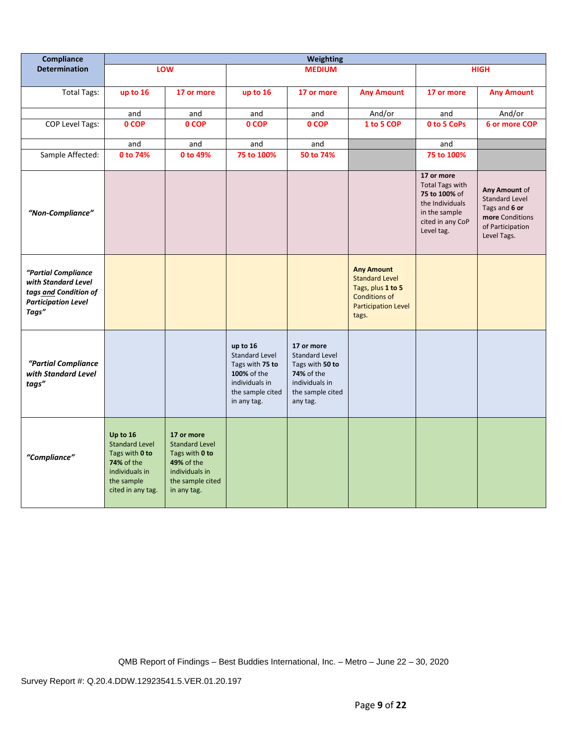| Compliance Determination | Weighting | | | | | | |
|---|---|---|---|---|---|---|---|
| | LOW | | MEDIUM | | | HIGH | |
| Total Tags: | up to 16 | 17 or more | up to 16 | 17 or more | Any Amount | 17 or more | Any Amount |
| | and | and | and | and | And/or | and | And/or |
| COP Level Tags: | 0 COP | 0 COP | 0 COP | 0 COP | 1 to 5 COP | 0 to 5 CoPs | 6 or more COP |
| | and | and | and | and | | and | |
| Sample Affected: | 0 to 74% | 0 to 49% | 75 to 100% | 50 to 74% | | 75 to 100% | |
| *"Non-Compliance"* | | | | | | **17 or more** Total Tags with **75 to 100%** of the Individuals in the sample cited in any CoP Level tag. | **Any Amount** of Standard Level Tags and **6 or more** Conditions of Participation Level Tags. |
| ***"Partial Compliance with Standard Level tags and Condition of Participation Level Tags"*** | | | | | **Any Amount** Standard Level Tags, plus **1 to 5** Conditions of Participation Level tags. | | |
| ***"Partial Compliance with Standard Level tags"*** | | | **up to 16** Standard Level Tags with **75 to 100%** of the individuals in the sample cited in any tag. | **17 or more** Standard Level Tags with **50 to 74%** of the individuals in the sample cited any tag. | | | |
| ***"Compliance"*** | **Up to 16** Standard Level Tags with **0 to 74%** of the individuals in the sample cited in any tag. | **17 or more** Standard Level Tags with **0 to 49%** of the individuals in the sample cited in any tag. | | | | | |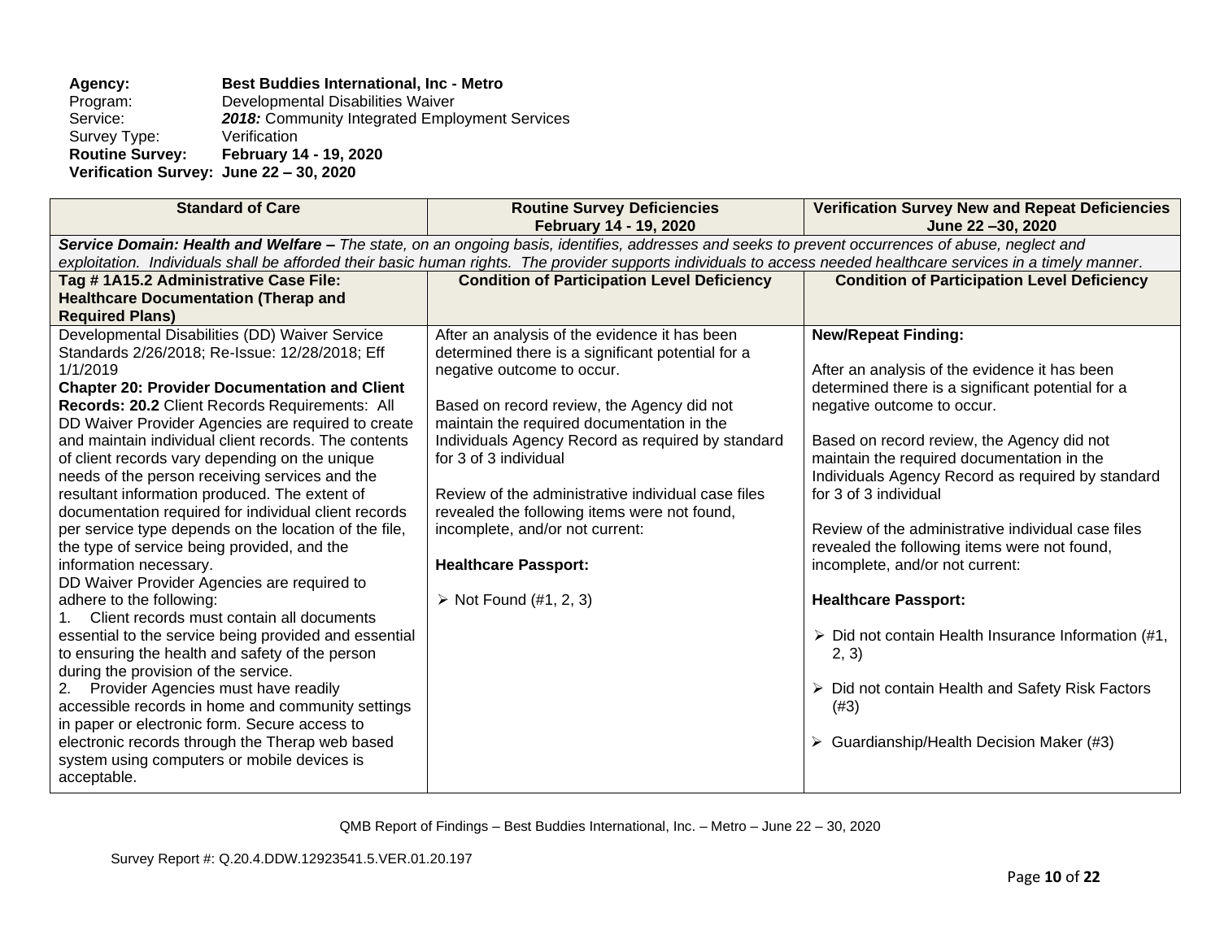**Agency:** **Best Buddies International, Inc - Metro**
Program: Developmental Disabilities Waiver
Service: ***2018:*** Community Integrated Employment Services
Survey Type: Verification
**Routine Survey:** **February 14 - 19, 2020**
**Verification Survey:** **June 22 – 30, 2020**

| Standard of Care | Routine Survey Deficiencies February 14 - 19, 2020 | Verification Survey New and Repeat Deficiencies June 22 –30, 2020 |
|---|---|---|
| ***Service Domain: Health and Welfare –*** *The state, on an ongoing basis, identifies, addresses and seeks to prevent occurrences of abuse, neglect and exploitation. Individuals shall be afforded their basic human rights. The provider supports individuals to access needed healthcare services in a timely manner.* | | |
| **Tag # 1A15.2 Administrative Case File: Healthcare Documentation (Therap and Required Plans)** | **Condition of Participation Level Deficiency** | **Condition of Participation Level Deficiency** |
| Developmental Disabilities (DD) Waiver Service Standards 2/26/2018; Re-Issue: 12/28/2018; Eff 1/1/2019<br>**Chapter 20: Provider Documentation and Client Records: 20.2** Client Records Requirements: All DD Waiver Provider Agencies are required to create and maintain individual client records. The contents of client records vary depending on the unique needs of the person receiving services and the resultant information produced. The extent of documentation required for individual client records per service type depends on the location of the file, the type of service being provided, and the information necessary.<br>DD Waiver Provider Agencies are required to adhere to the following:<br>1. Client records must contain all documents essential to the service being provided and essential to ensuring the health and safety of the person during the provision of the service.<br>2. Provider Agencies must have readily accessible records in home and community settings in paper or electronic form. Secure access to electronic records through the Therap web based system using computers or mobile devices is acceptable. | After an analysis of the evidence it has been determined there is a significant potential for a negative outcome to occur.<br><br>Based on record review, the Agency did not maintain the required documentation in the Individuals Agency Record as required by standard for 3 of 3 individual<br><br>Review of the administrative individual case files revealed the following items were not found, incomplete, and/or not current:<br><br>**Healthcare Passport:**<br><br>➢ Not Found (#1, 2, 3) | **New/Repeat Finding:**<br><br>After an analysis of the evidence it has been determined there is a significant potential for a negative outcome to occur.<br><br>Based on record review, the Agency did not maintain the required documentation in the Individuals Agency Record as required by standard for 3 of 3 individual<br><br>Review of the administrative individual case files revealed the following items were not found, incomplete, and/or not current:<br><br>**Healthcare Passport:**<br><br>➢ Did not contain Health Insurance Information (#1, 2, 3)<br><br>➢ Did not contain Health and Safety Risk Factors (#3)<br><br>➢ Guardianship/Health Decision Maker (#3) |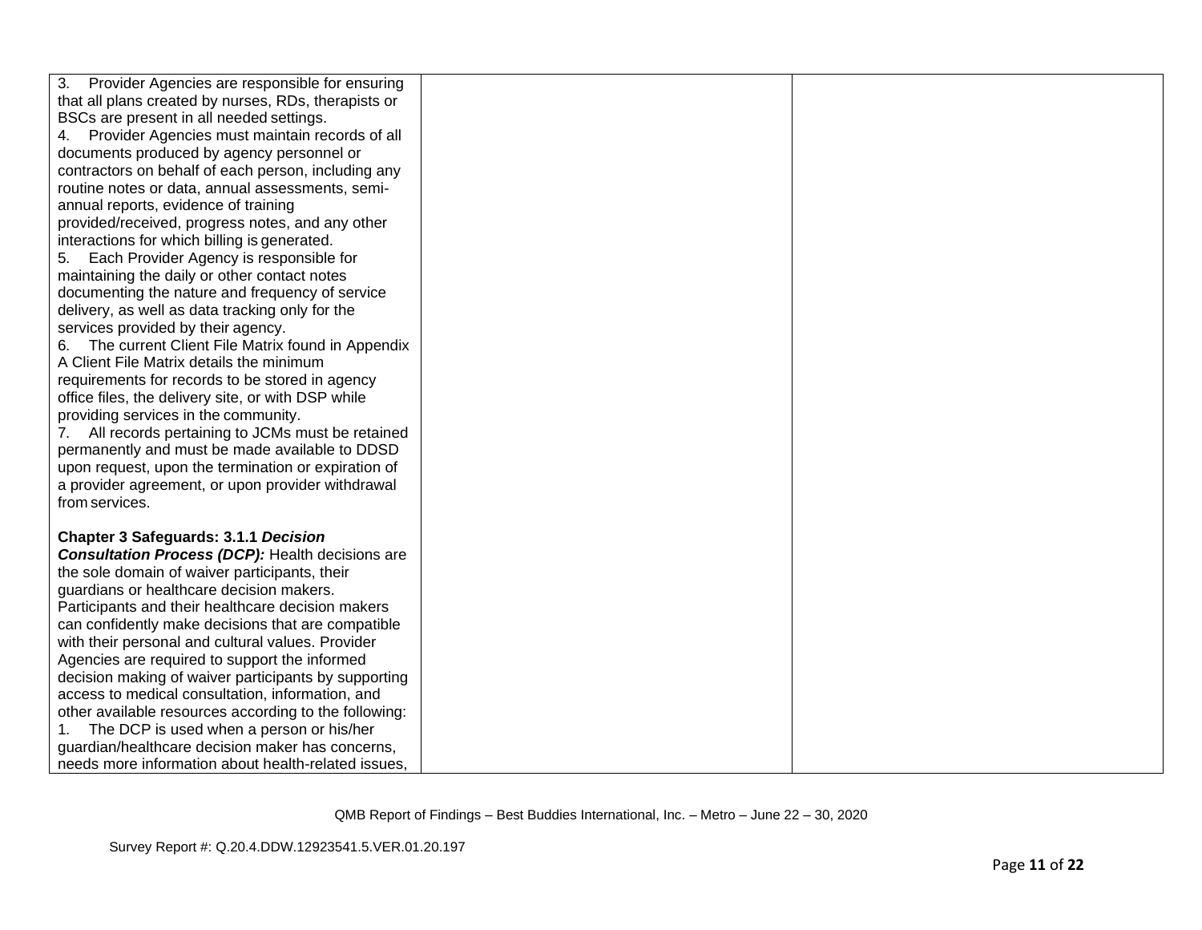| | | |
|---|---|---|
| 3. Provider Agencies are responsible for ensuring that all plans created by nurses, RDs, therapists or BSCs are present in all needed settings.<br>4. Provider Agencies must maintain records of all documents produced by agency personnel or contractors on behalf of each person, including any routine notes or data, annual assessments, semi-annual reports, evidence of training provided/received, progress notes, and any other interactions for which billing is generated.<br>5. Each Provider Agency is responsible for maintaining the daily or other contact notes documenting the nature and frequency of service delivery, as well as data tracking only for the services provided by their agency.<br>6. The current Client File Matrix found in Appendix A Client File Matrix details the minimum requirements for records to be stored in agency office files, the delivery site, or with DSP while providing services in the community.<br>7. All records pertaining to JCMs must be retained permanently and must be made available to DDSD upon request, upon the termination or expiration of a provider agreement, or upon provider withdrawal from services.<br><br>**Chapter 3 Safeguards: 3.1.1 *Decision Consultation Process (DCP):*** Health decisions are the sole domain of waiver participants, their guardians or healthcare decision makers. Participants and their healthcare decision makers can confidently make decisions that are compatible with their personal and cultural values. Provider Agencies are required to support the informed decision making of waiver participants by supporting access to medical consultation, information, and other available resources according to the following:<br>1. The DCP is used when a person or his/her guardian/healthcare decision maker has concerns, needs more information about health-related issues, | | |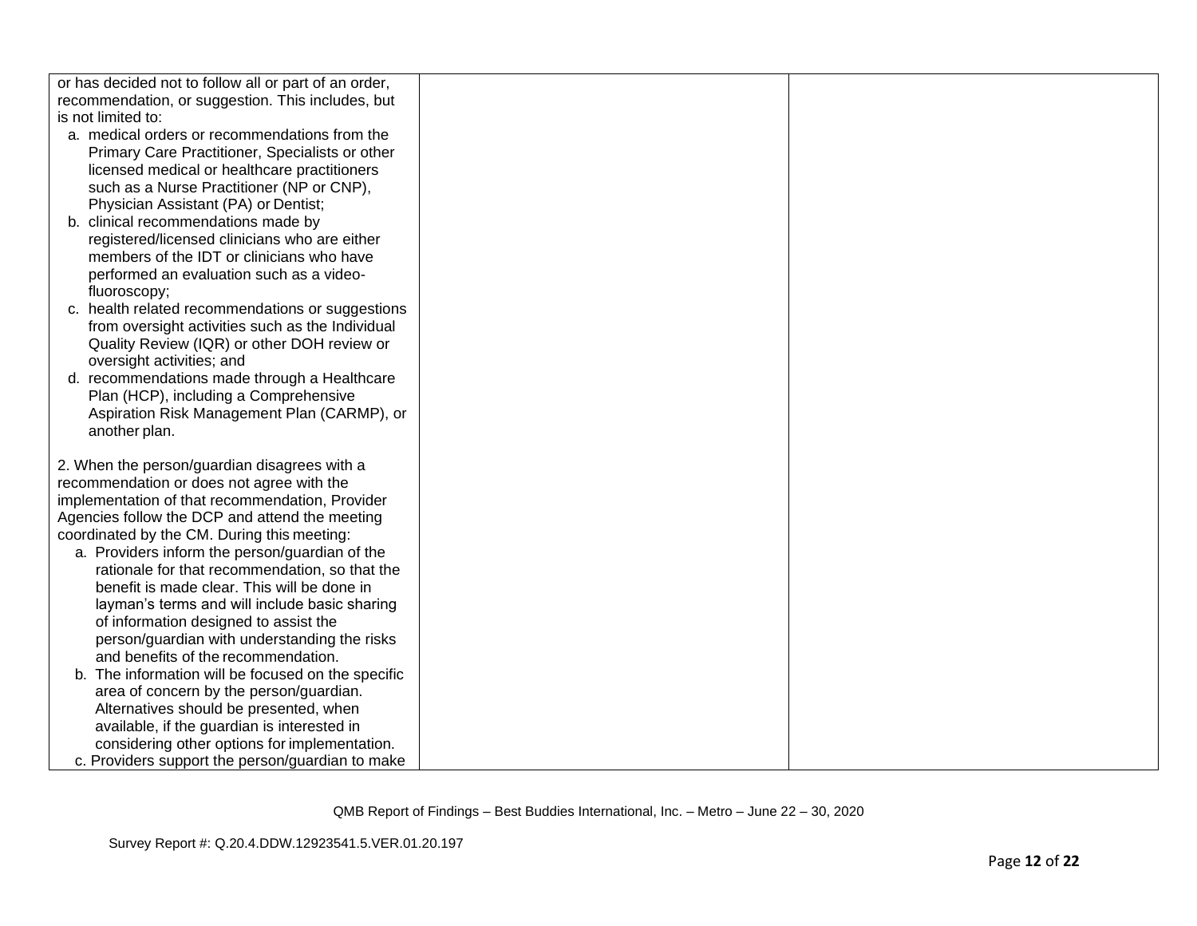| | | |
|---|---|---|
| or has decided not to follow all or part of an order, recommendation, or suggestion. This includes, but is not limited to:<br>a. medical orders or recommendations from the Primary Care Practitioner, Specialists or other licensed medical or healthcare practitioners such as a Nurse Practitioner (NP or CNP), Physician Assistant (PA) or Dentist;<br>b. clinical recommendations made by registered/licensed clinicians who are either members of the IDT or clinicians who have performed an evaluation such as a video-fluoroscopy;<br>c. health related recommendations or suggestions from oversight activities such as the Individual Quality Review (IQR) or other DOH review or oversight activities; and<br>d. recommendations made through a Healthcare Plan (HCP), including a Comprehensive Aspiration Risk Management Plan (CARMP), or another plan.<br><br>2. When the person/guardian disagrees with a recommendation or does not agree with the implementation of that recommendation, Provider Agencies follow the DCP and attend the meeting coordinated by the CM. During this meeting:<br>a. Providers inform the person/guardian of the rationale for that recommendation, so that the benefit is made clear. This will be done in layman's terms and will include basic sharing of information designed to assist the person/guardian with understanding the risks and benefits of the recommendation.<br>b. The information will be focused on the specific area of concern by the person/guardian. Alternatives should be presented, when available, if the guardian is interested in considering other options for implementation.<br>c. Providers support the person/guardian to make | | |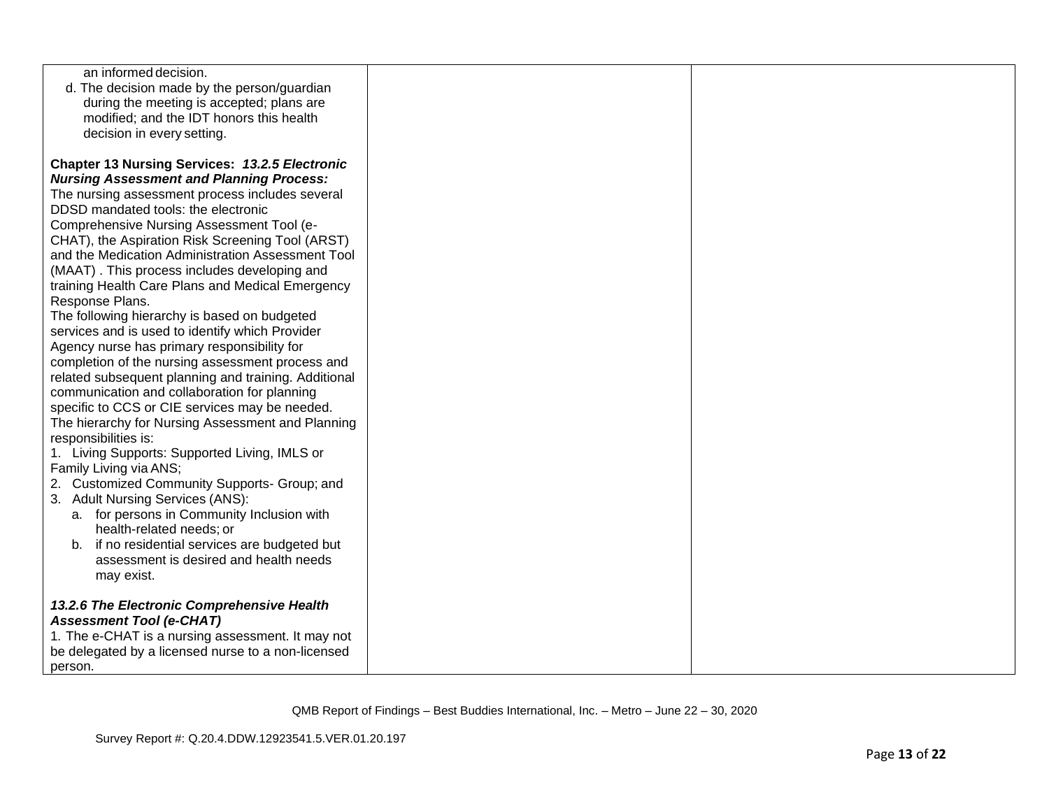| | | |
|---|---|---|
| an informed decision.<br>d. The decision made by the person/guardian during the meeting is accepted; plans are modified; and the IDT honors this health decision in every setting.<br><br>**Chapter 13 Nursing Services: *13.2.5 Electronic Nursing Assessment and Planning Process:*** The nursing assessment process includes several DDSD mandated tools: the electronic Comprehensive Nursing Assessment Tool (e-CHAT), the Aspiration Risk Screening Tool (ARST) and the Medication Administration Assessment Tool (MAAT) . This process includes developing and training Health Care Plans and Medical Emergency Response Plans.<br>The following hierarchy is based on budgeted services and is used to identify which Provider Agency nurse has primary responsibility for completion of the nursing assessment process and related subsequent planning and training. Additional communication and collaboration for planning specific to CCS or CIE services may be needed.<br>The hierarchy for Nursing Assessment and Planning responsibilities is:<br>1. Living Supports: Supported Living, IMLS or Family Living via ANS;<br>2. Customized Community Supports- Group; and<br>3. Adult Nursing Services (ANS):<br>a. for persons in Community Inclusion with health-related needs; or<br>b. if no residential services are budgeted but assessment is desired and health needs may exist.<br><br>***13.2.6 The Electronic Comprehensive Health Assessment Tool (e-CHAT)***<br>1. The e-CHAT is a nursing assessment. It may not be delegated by a licensed nurse to a non-licensed person. | | |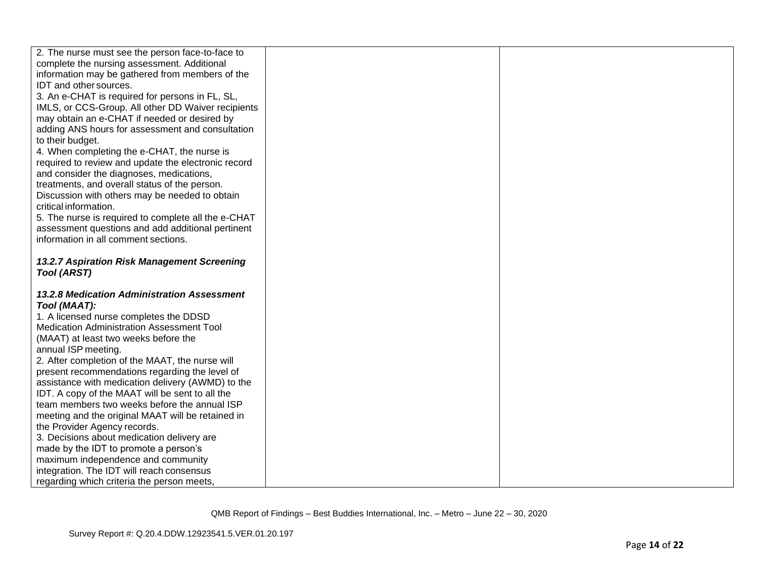| | | |
|---|---|---|
| 2. The nurse must see the person face-to-face to complete the nursing assessment. Additional information may be gathered from members of the IDT and other sources.<br>3. An e-CHAT is required for persons in FL, SL, IMLS, or CCS-Group. All other DD Waiver recipients may obtain an e-CHAT if needed or desired by adding ANS hours for assessment and consultation to their budget.<br>4. When completing the e-CHAT, the nurse is required to review and update the electronic record and consider the diagnoses, medications, treatments, and overall status of the person. Discussion with others may be needed to obtain critical information.<br>5. The nurse is required to complete all the e-CHAT assessment questions and add additional pertinent information in all comment sections.<br><br>***13.2.7 Aspiration Risk Management Screening Tool (ARST)***<br><br>***13.2.8 Medication Administration Assessment Tool (MAAT):***<br>1. A licensed nurse completes the DDSD Medication Administration Assessment Tool (MAAT) at least two weeks before the annual ISP meeting.<br>2. After completion of the MAAT, the nurse will present recommendations regarding the level of assistance with medication delivery (AWMD) to the IDT. A copy of the MAAT will be sent to all the team members two weeks before the annual ISP meeting and the original MAAT will be retained in the Provider Agency records.<br>3. Decisions about medication delivery are made by the IDT to promote a person's maximum independence and community integration. The IDT will reach consensus regarding which criteria the person meets, | | |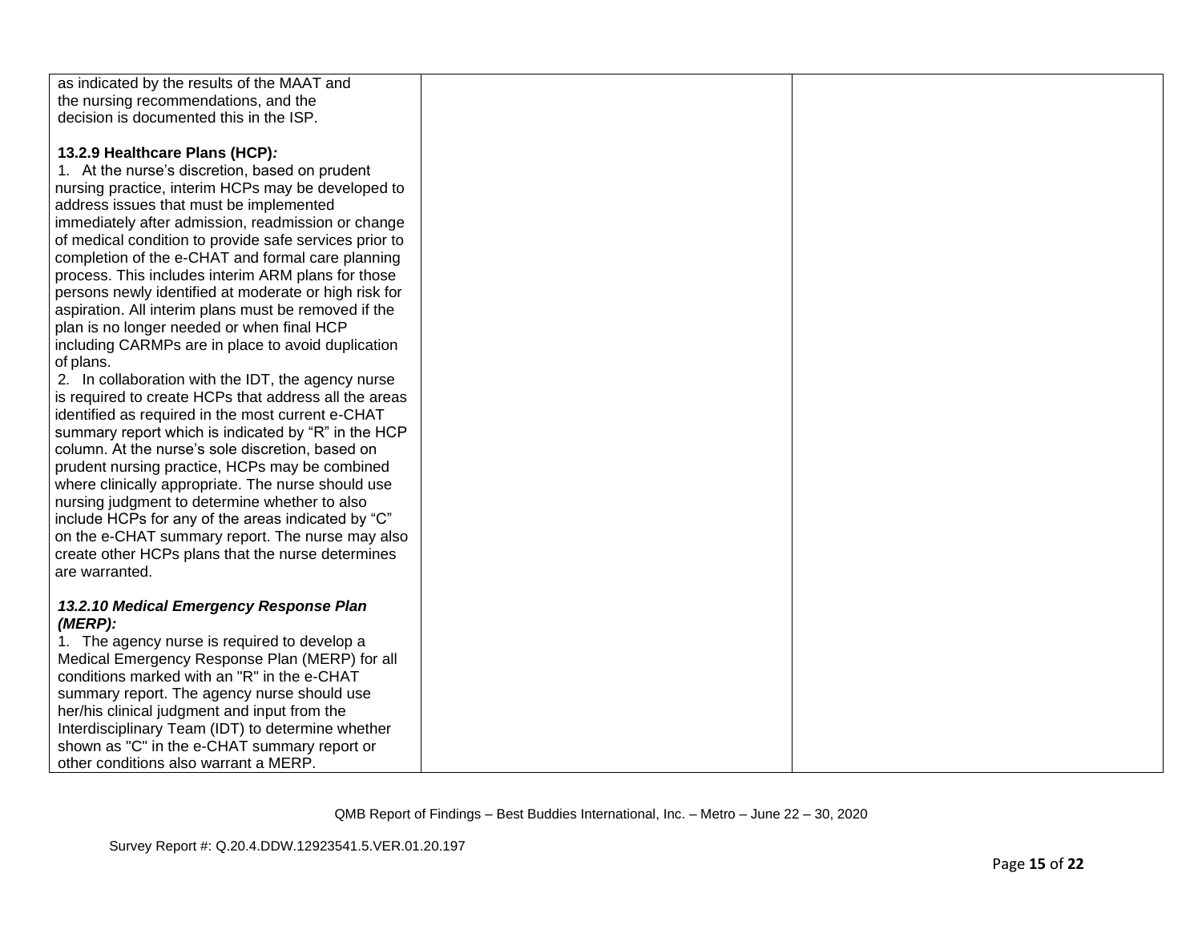| | | |
|---|---|---|
| as indicated by the results of the MAAT and the nursing recommendations, and the decision is documented this in the ISP.<br><br>**13.2.9 Healthcare Plans (HCP)*:***<br>1. At the nurse's discretion, based on prudent nursing practice, interim HCPs may be developed to address issues that must be implemented immediately after admission, readmission or change of medical condition to provide safe services prior to completion of the e-CHAT and formal care planning process. This includes interim ARM plans for those persons newly identified at moderate or high risk for aspiration. All interim plans must be removed if the plan is no longer needed or when final HCP including CARMPs are in place to avoid duplication of plans.<br>2. In collaboration with the IDT, the agency nurse is required to create HCPs that address all the areas identified as required in the most current e-CHAT summary report which is indicated by "R" in the HCP column. At the nurse's sole discretion, based on prudent nursing practice, HCPs may be combined where clinically appropriate. The nurse should use nursing judgment to determine whether to also include HCPs for any of the areas indicated by "C" on the e-CHAT summary report. The nurse may also create other HCPs plans that the nurse determines are warranted.<br><br>***13.2.10 Medical Emergency Response Plan (MERP):***<br>1. The agency nurse is required to develop a Medical Emergency Response Plan (MERP) for all conditions marked with an "R" in the e-CHAT summary report. The agency nurse should use her/his clinical judgment and input from the Interdisciplinary Team (IDT) to determine whether shown as "C" in the e-CHAT summary report or other conditions also warrant a MERP. | | |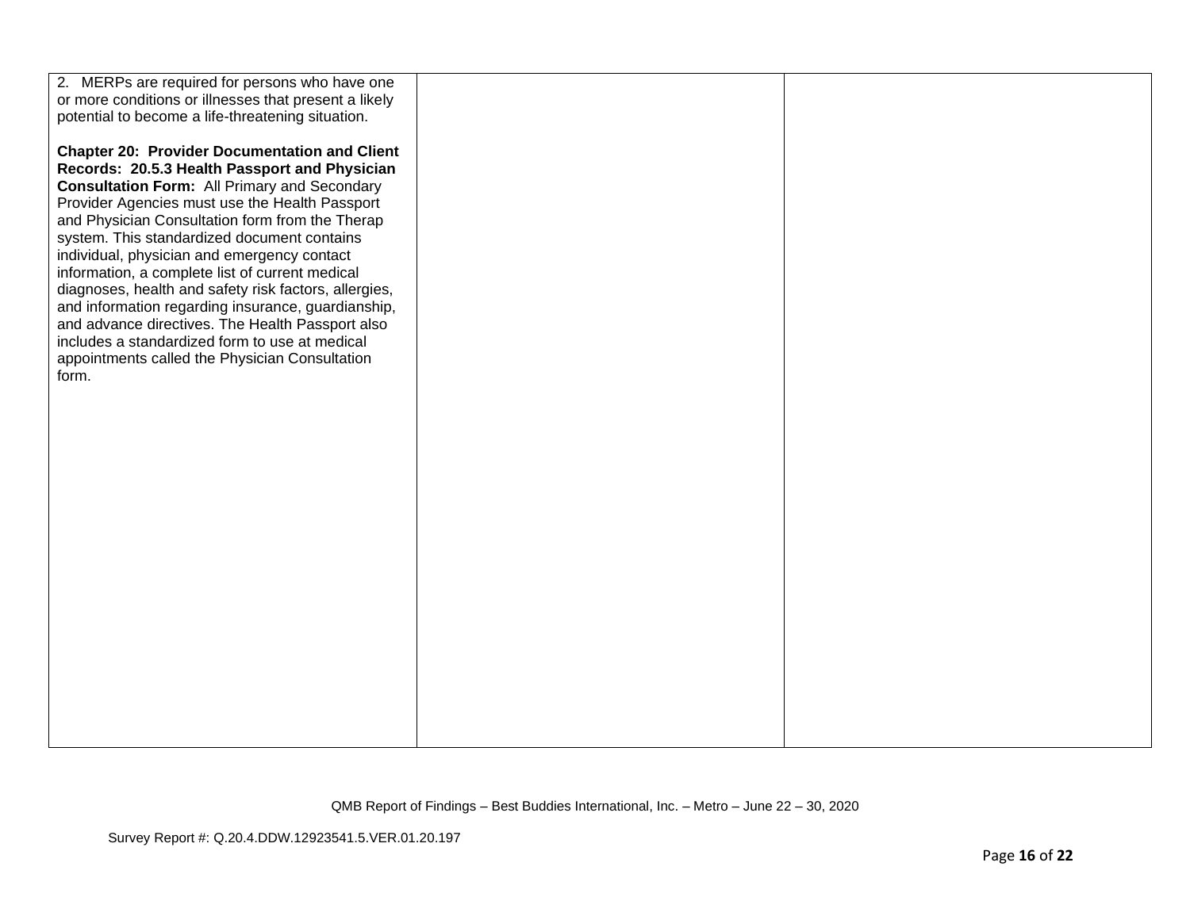| | | |
|---|---|---|
| 2. MERPs are required for persons who have one or more conditions or illnesses that present a likely potential to become a life-threatening situation.<br><br>**Chapter 20: Provider Documentation and Client Records: 20.5.3 Health Passport and Physician Consultation Form:** All Primary and Secondary Provider Agencies must use the Health Passport and Physician Consultation form from the Therap system. This standardized document contains individual, physician and emergency contact information, a complete list of current medical diagnoses, health and safety risk factors, allergies, and information regarding insurance, guardianship, and advance directives. The Health Passport also includes a standardized form to use at medical appointments called the Physician Consultation form. | | |

QMB Report of Findings – Best Buddies International, Inc. – Metro – June 22 – 30, 2020

Survey Report #: Q.20.4.DDW.12923541.5.VER.01.20.197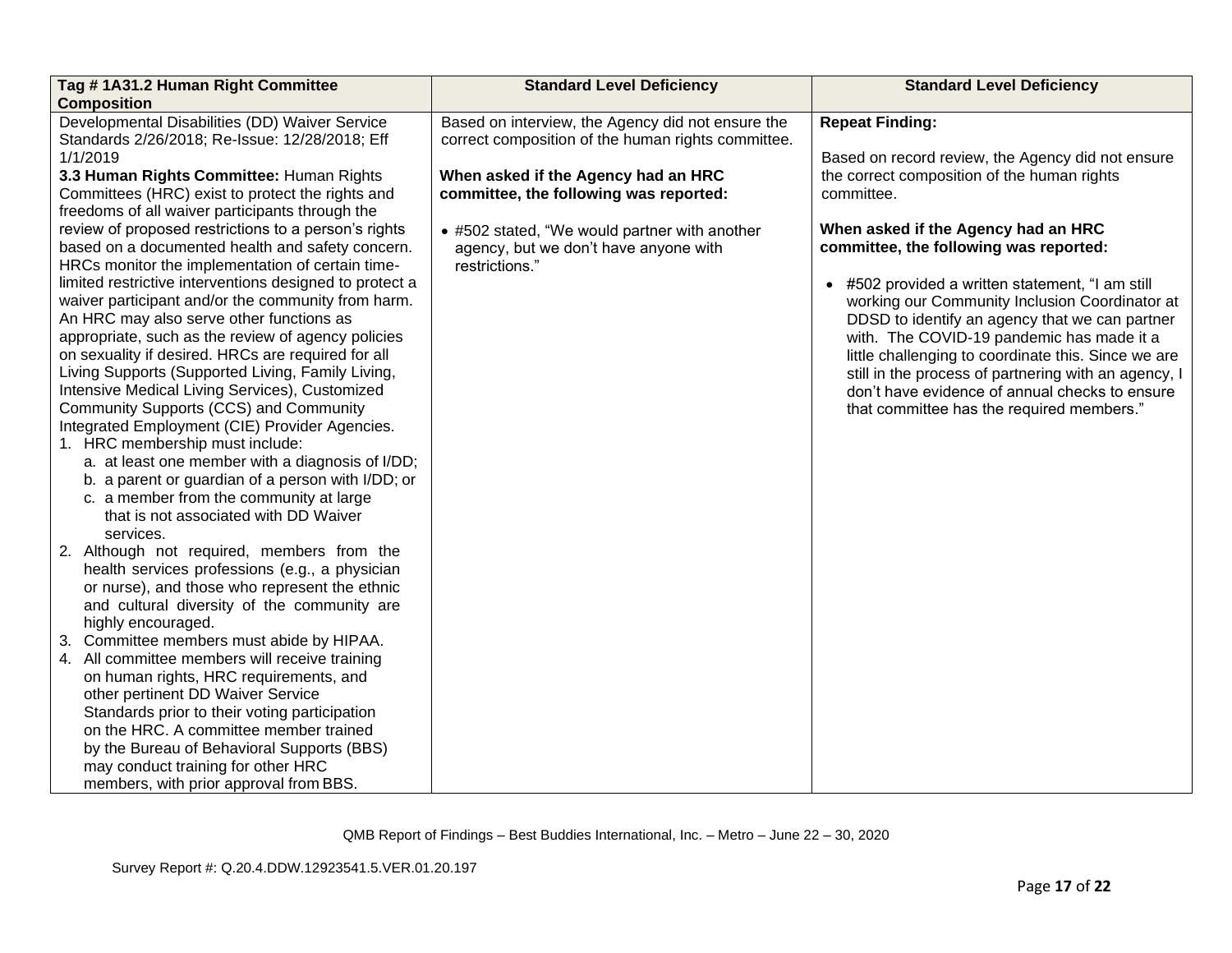| Tag # 1A31.2 Human Right Committee Composition | Standard Level Deficiency | Standard Level Deficiency |
|---|---|---|
| Developmental Disabilities (DD) Waiver Service Standards 2/26/2018; Re-Issue: 12/28/2018; Eff 1/1/2019<br>**3.3 Human Rights Committee:** Human Rights Committees (HRC) exist to protect the rights and freedoms of all waiver participants through the review of proposed restrictions to a person's rights based on a documented health and safety concern. HRCs monitor the implementation of certain time-limited restrictive interventions designed to protect a waiver participant and/or the community from harm. An HRC may also serve other functions as appropriate, such as the review of agency policies on sexuality if desired. HRCs are required for all Living Supports (Supported Living, Family Living, Intensive Medical Living Services), Customized Community Supports (CCS) and Community Integrated Employment (CIE) Provider Agencies.<br>1. HRC membership must include:<br>a. at least one member with a diagnosis of I/DD;<br>b. a parent or guardian of a person with I/DD; or<br>c. a member from the community at large that is not associated with DD Waiver services.<br>2. Although not required, members from the health services professions (e.g., a physician or nurse), and those who represent the ethnic and cultural diversity of the community are highly encouraged.<br>3. Committee members must abide by HIPAA.<br>4. All committee members will receive training on human rights, HRC requirements, and other pertinent DD Waiver Service Standards prior to their voting participation on the HRC. A committee member trained by the Bureau of Behavioral Supports (BBS) may conduct training for other HRC members, with prior approval from BBS. | Based on interview, the Agency did not ensure the correct composition of the human rights committee.<br><br>**When asked if the Agency had an HRC committee, the following was reported:**<br><br>• #502 stated, "We would partner with another agency, but we don't have anyone with restrictions." | **Repeat Finding:**<br><br>Based on record review, the Agency did not ensure the correct composition of the human rights committee.<br><br>**When asked if the Agency had an HRC committee, the following was reported:**<br><br>• #502 provided a written statement, "I am still working our Community Inclusion Coordinator at DDSD to identify an agency that we can partner with. The COVID-19 pandemic has made it a little challenging to coordinate this. Since we are still in the process of partnering with an agency, I don't have evidence of annual checks to ensure that committee has the required members." |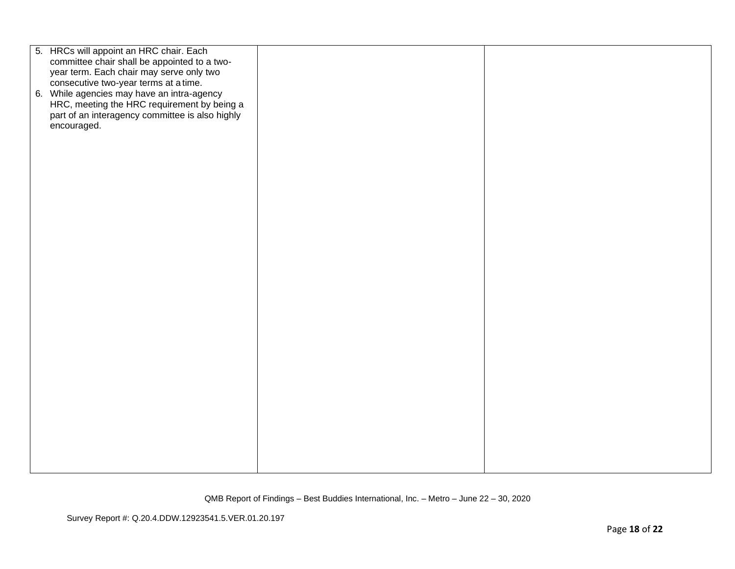| | | |
|---|---|---|
| 5. HRCs will appoint an HRC chair. Each committee chair shall be appointed to a two-year term. Each chair may serve only two consecutive two-year terms at a time.<br>6. While agencies may have an intra-agency HRC, meeting the HRC requirement by being a part of an interagency committee is also highly encouraged. | | |

QMB Report of Findings – Best Buddies International, Inc. – Metro – June 22 – 30, 2020

Survey Report #: Q.20.4.DDW.12923541.5.VER.01.20.197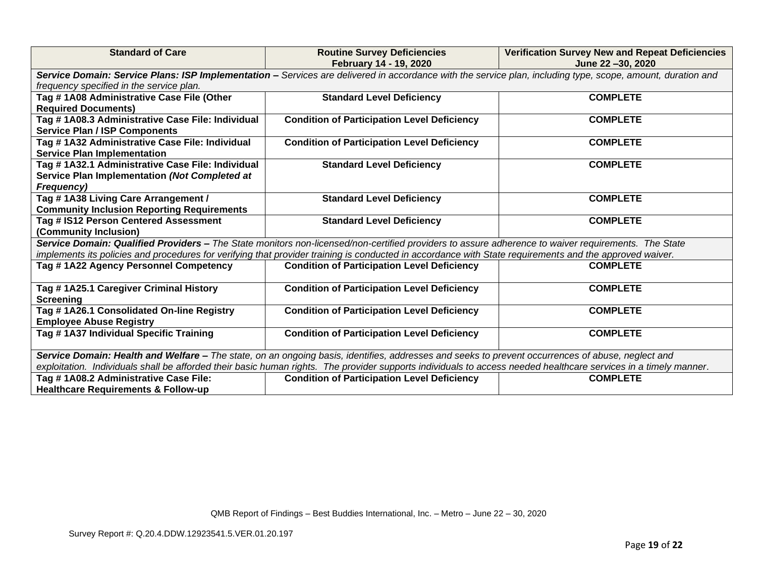| Standard of Care | Routine Survey Deficiencies February 14 - 19, 2020 | Verification Survey New and Repeat Deficiencies June 22 –30, 2020 |
|---|---|---|
| ***Service Domain: Service Plans: ISP Implementation –** Services are delivered in accordance with the service plan, including type, scope, amount, duration and frequency specified in the service plan.* | | |
| **Tag # 1A08 Administrative Case File (Other Required Documents)** | **Standard Level Deficiency** | **COMPLETE** |
| **Tag # 1A08.3 Administrative Case File: Individual Service Plan / ISP Components** | **Condition of Participation Level Deficiency** | **COMPLETE** |
| **Tag # 1A32 Administrative Case File: Individual Service Plan Implementation** | **Condition of Participation Level Deficiency** | **COMPLETE** |
| **Tag # 1A32.1 Administrative Case File: Individual Service Plan Implementation *(Not Completed at Frequency)*** | **Standard Level Deficiency** | **COMPLETE** |
| **Tag # 1A38 Living Care Arrangement / Community Inclusion Reporting Requirements** | **Standard Level Deficiency** | **COMPLETE** |
| **Tag # IS12 Person Centered Assessment (Community Inclusion)** | **Standard Level Deficiency** | **COMPLETE** |
| ***Service Domain: Qualified Providers –** The State monitors non-licensed/non-certified providers to assure adherence to waiver requirements. The State implements its policies and procedures for verifying that provider training is conducted in accordance with State requirements and the approved waiver.* | | |
| **Tag # 1A22 Agency Personnel Competency** | **Condition of Participation Level Deficiency** | **COMPLETE** |
| **Tag # 1A25.1 Caregiver Criminal History Screening** | **Condition of Participation Level Deficiency** | **COMPLETE** |
| **Tag # 1A26.1 Consolidated On-line Registry Employee Abuse Registry** | **Condition of Participation Level Deficiency** | **COMPLETE** |
| **Tag # 1A37 Individual Specific Training** | **Condition of Participation Level Deficiency** | **COMPLETE** |
| ***Service Domain: Health and Welfare –** The state, on an ongoing basis, identifies, addresses and seeks to prevent occurrences of abuse, neglect and exploitation. Individuals shall be afforded their basic human rights. The provider supports individuals to access needed healthcare services in a timely manner.* | | |
| **Tag # 1A08.2 Administrative Case File: Healthcare Requirements & Follow-up** | **Condition of Participation Level Deficiency** | **COMPLETE** |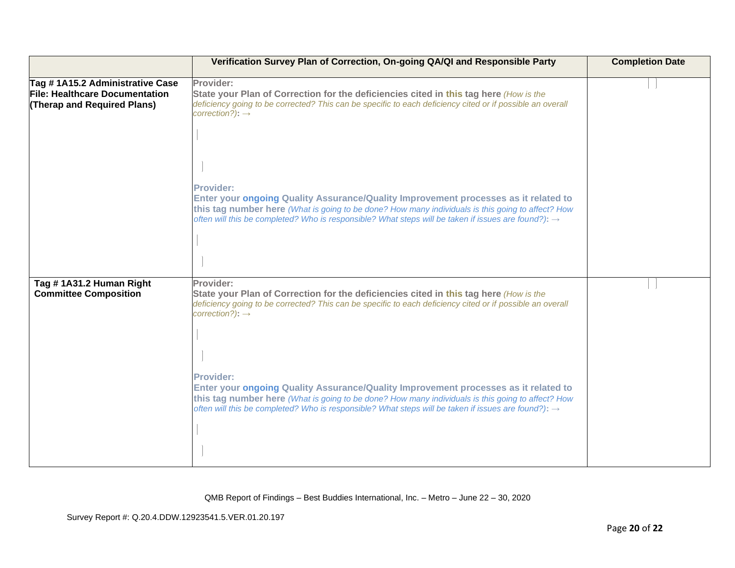| | Verification Survey Plan of Correction, On-going QA/QI and Responsible Party | Completion Date |
|---|---|---|
| **Tag # 1A15.2 Administrative Case File: Healthcare Documentation (Therap and Required Plans)** | **Provider:** **State your Plan of Correction for the deficiencies cited in this tag here** *(How is the deficiency going to be corrected? This can be specific to each deficiency cited or if possible an overall correction?)*: → <br><br> **Provider:** **Enter your ongoing Quality Assurance/Quality Improvement processes as it related to this tag number here** *(What is going to be done? How many individuals is this going to affect? How often will this be completed? Who is responsible? What steps will be taken if issues are found?)*: → | |
| **Tag # 1A31.2 Human Right Committee Composition** | **Provider:** **State your Plan of Correction for the deficiencies cited in this tag here** *(How is the deficiency going to be corrected? This can be specific to each deficiency cited or if possible an overall correction?)*: → <br><br> **Provider:** **Enter your ongoing Quality Assurance/Quality Improvement processes as it related to this tag number here** *(What is going to be done? How many individuals is this going to affect? How often will this be completed? Who is responsible? What steps will be taken if issues are found?)*: → | |

QMB Report of Findings – Best Buddies International, Inc. – Metro – June 22 – 30, 2020

Survey Report #: Q.20.4.DDW.12923541.5.VER.01.20.197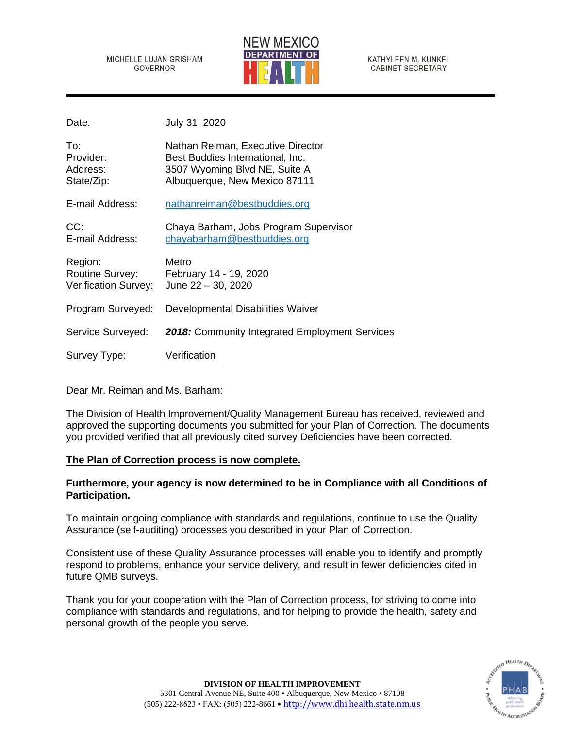MICHELLE LUJAN GRISHAM
GOVERNOR

NEW MEXICO DEPARTMENT OF HEALTH

KATHYLEEN M. KUNKEL
CABINET SECRETARY

---

| | |
|---|---|
| Date: | July 31, 2020 |
| To: | Nathan Reiman, Executive Director |
| Provider: | Best Buddies International, Inc. |
| Address: | 3507 Wyoming Blvd NE, Suite A |
| State/Zip: | Albuquerque, New Mexico 87111 |
| E-mail Address: | nathanreiman@bestbuddies.org |
| CC: | Chaya Barham, Jobs Program Supervisor |
| E-mail Address: | chayabarham@bestbuddies.org |
| Region: | Metro |
| Routine Survey: | February 14 - 19, 2020 |
| Verification Survey: | June 22 – 30, 2020 |
| Program Surveyed: | Developmental Disabilities Waiver |
| Service Surveyed: | ***2018:*** Community Integrated Employment Services |
| Survey Type: | Verification |

Dear Mr. Reiman and Ms. Barham:

The Division of Health Improvement/Quality Management Bureau has received, reviewed and approved the supporting documents you submitted for your Plan of Correction. The documents you provided verified that all previously cited survey Deficiencies have been corrected.

**The Plan of Correction process is now complete.**

**Furthermore, your agency is now determined to be in Compliance with all Conditions of Participation.**

To maintain ongoing compliance with standards and regulations, continue to use the Quality Assurance (self-auditing) processes you described in your Plan of Correction.

Consistent use of these Quality Assurance processes will enable you to identify and promptly respond to problems, enhance your service delivery, and result in fewer deficiencies cited in future QMB surveys.

Thank you for your cooperation with the Plan of Correction process, for striving to come into compliance with standards and regulations, and for helping to provide the health, safety and personal growth of the people you serve.

**DIVISION OF HEALTH IMPROVEMENT**
5301 Central Avenue NE, Suite 400 • Albuquerque, New Mexico • 87108
(505) 222-8623 • FAX: (505) 222-8661 • http://www.dhi.health.state.nm.us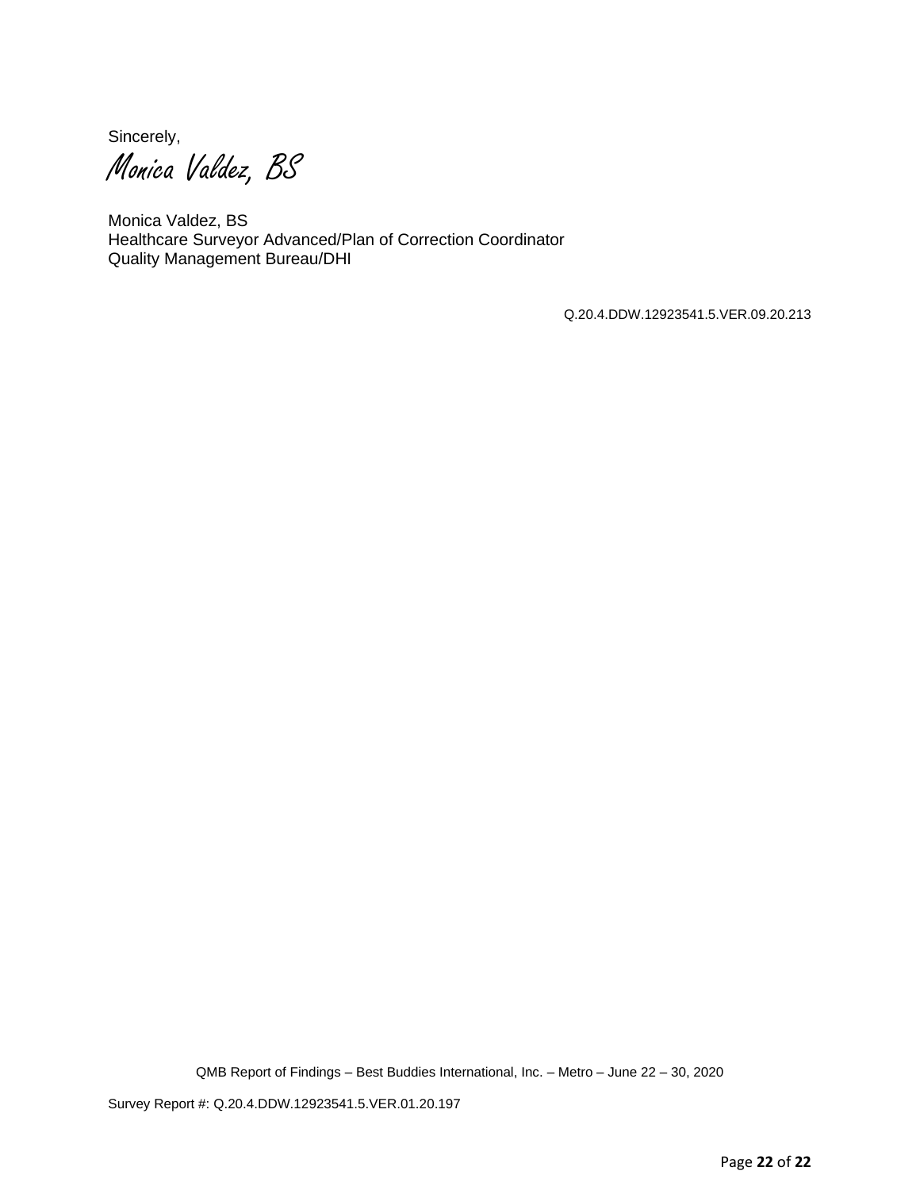Sincerely,

*Monica Valdez, BS*

Monica Valdez, BS
Healthcare Surveyor Advanced/Plan of Correction Coordinator
Quality Management Bureau/DHI

Q.20.4.DDW.12923541.5.VER.09.20.213